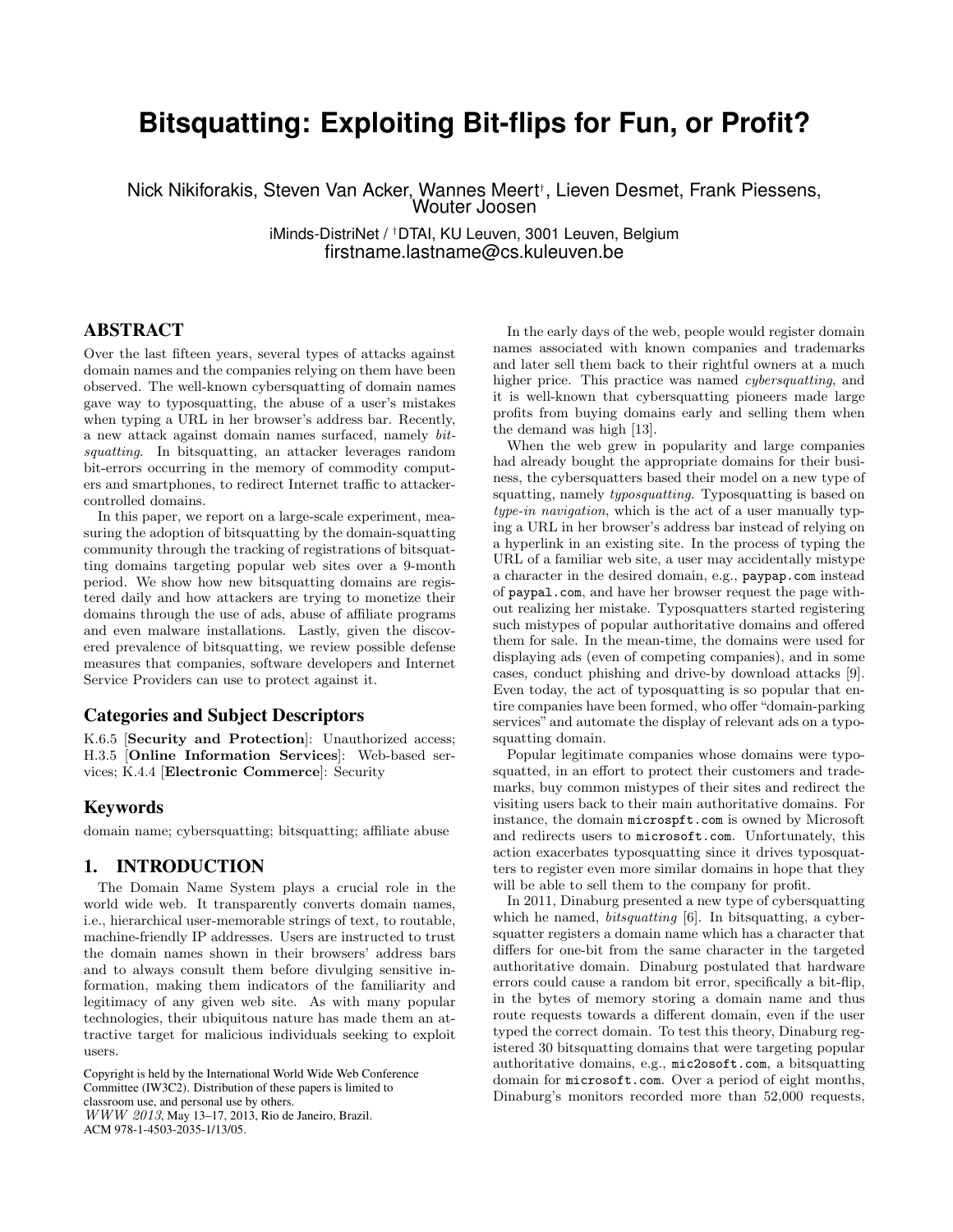# Bitsquatting: Exploiting Bit-flips for Fun, or Profit?

Nick Nikiforakis, Steven Van Acker, Wannes Meert[†], Lieven Desmet, Frank Piessens, Wouter Joosen

iMinds-DistriNet / [†]DTAI, KU Leuven, 3001 Leuven, Belgium
firstname.lastname@cs.kuleuven.be

## ABSTRACT

Over the last fifteen years, several types of attacks against domain names and the companies relying on them have been observed. The well-known cybersquatting of domain names gave way to typosquatting, the abuse of a user's mistakes when typing a URL in her browser's address bar. Recently, a new attack against domain names surfaced, namely *bitsquatting*. In bitsquatting, an attacker leverages random bit-errors occurring in the memory of commodity computers and smartphones, to redirect Internet traffic to attacker-controlled domains.

In this paper, we report on a large-scale experiment, measuring the adoption of bitsquatting by the domain-squatting community through the tracking of registrations of bitsquatting domains targeting popular web sites over a 9-month period. We show how new bitsquatting domains are registered daily and how attackers are trying to monetize their domains through the use of ads, abuse of affiliate programs and even malware installations. Lastly, given the discovered prevalence of bitsquatting, we review possible defense measures that companies, software developers and Internet Service Providers can use to protect against it.

### Categories and Subject Descriptors

K.6.5 [**Security and Protection**]: Unauthorized access; H.3.5 [**Online Information Services**]: Web-based services; K.4.4 [**Electronic Commerce**]: Security

### Keywords

domain name; cybersquatting; bitsquatting; affiliate abuse

## 1. INTRODUCTION

The Domain Name System plays a crucial role in the world wide web. It transparently converts domain names, i.e., hierarchical user-memorable strings of text, to routable, machine-friendly IP addresses. Users are instructed to trust the domain names shown in their browsers' address bars and to always consult them before divulging sensitive information, making them indicators of the familiarity and legitimacy of any given web site. As with many popular technologies, their ubiquitous nature has made them an attractive target for malicious individuals seeking to exploit users.

Copyright is held by the International World Wide Web Conference Committee (IW3C2). Distribution of these papers is limited to classroom use, and personal use by others.
*WWW 2013*, May 13–17, 2013, Rio de Janeiro, Brazil.
ACM 978-1-4503-2035-1/13/05.

In the early days of the web, people would register domain names associated with known companies and trademarks and later sell them back to their rightful owners at a much higher price. This practice was named *cybersquatting*, and it is well-known that cybersquatting pioneers made large profits from buying domains early and selling them when the demand was high [13].

When the web grew in popularity and large companies had already bought the appropriate domains for their business, the cybersquatters based their model on a new type of squatting, namely *typosquatting*. Typosquatting is based on *type-in navigation*, which is the act of a user manually typing a URL in her browser's address bar instead of relying on a hyperlink in an existing site. In the process of typing the URL of a familiar web site, a user may accidentally mistype a character in the desired domain, e.g., `paypap.com` instead of `paypal.com`, and have her browser request the page without realizing her mistake. Typosquatters started registering such mistypes of popular authoritative domains and offered them for sale. In the mean-time, the domains were used for displaying ads (even of competing companies), and in some cases, conduct phishing and drive-by download attacks [9]. Even today, the act of typosquatting is so popular that entire companies have been formed, who offer "domain-parking services" and automate the display of relevant ads on a typosquatting domain.

Popular legitimate companies whose domains were typosquatted, in an effort to protect their customers and trademarks, buy common mistypes of their sites and redirect the visiting users back to their main authoritative domains. For instance, the domain `microspft.com` is owned by Microsoft and redirects users to `microsoft.com`. Unfortunately, this action exacerbates typosquatting since it drives typosquatters to register even more similar domains in hope that they will be able to sell them to the company for profit.

In 2011, Dinaburg presented a new type of cybersquatting which he named, *bitsquatting* [6]. In bitsquatting, a cybersquatter registers a domain name which has a character that differs for one-bit from the same character in the targeted authoritative domain. Dinaburg postulated that hardware errors could cause a random bit error, specifically a bit-flip, in the bytes of memory storing a domain name and thus route requests towards a different domain, even if the user typed the correct domain. To test this theory, Dinaburg registered 30 bitsquatting domains that were targeting popular authoritative domains, e.g., `mic2osoft.com`, a bitsquatting domain for `microsoft.com`. Over a period of eight months, Dinaburg's monitors recorded more than 52,000 requests,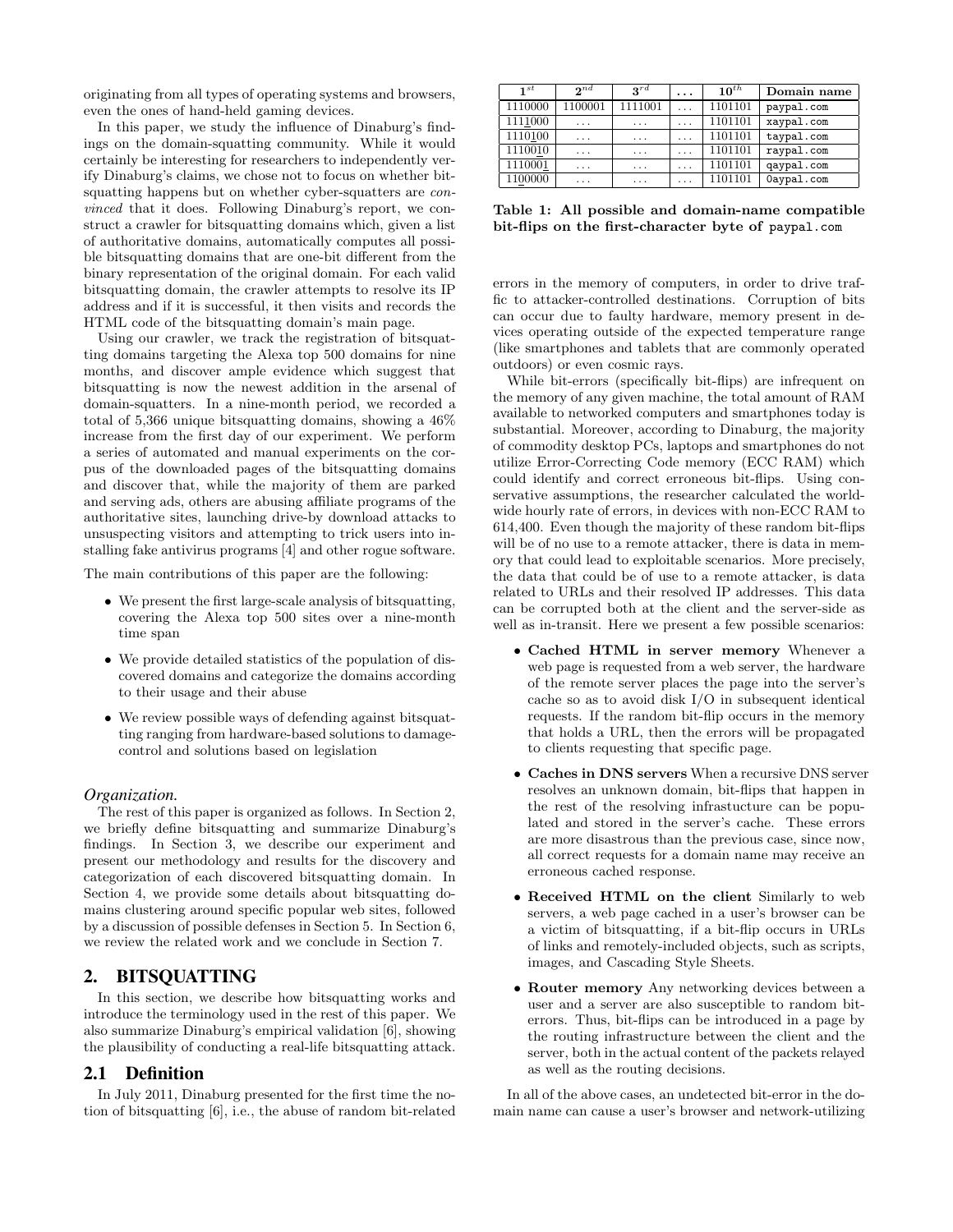originating from all types of operating systems and browsers, even the ones of hand-held gaming devices.

In this paper, we study the influence of Dinaburg's findings on the domain-squatting community. While it would certainly be interesting for researchers to independently verify Dinaburg's claims, we chose not to focus on whether bitsquatting happens but on whether cyber-squatters are *convinced* that it does. Following Dinaburg's report, we construct a crawler for bitsquatting domains which, given a list of authoritative domains, automatically computes all possible bitsquatting domains that are one-bit different from the binary representation of the original domain. For each valid bitsquatting domain, the crawler attempts to resolve its IP address and if it is successful, it then visits and records the HTML code of the bitsquatting domain's main page.

Using our crawler, we track the registration of bitsquatting domains targeting the Alexa top 500 domains for nine months, and discover ample evidence which suggest that bitsquatting is now the newest addition in the arsenal of domain-squatters. In a nine-month period, we recorded a total of 5,366 unique bitsquatting domains, showing a 46% increase from the first day of our experiment. We perform a series of automated and manual experiments on the corpus of the downloaded pages of the bitsquatting domains and discover that, while the majority of them are parked and serving ads, others are abusing affiliate programs of the authoritative sites, launching drive-by download attacks to unsuspecting visitors and attempting to trick users into installing fake antivirus programs [4] and other rogue software.

The main contributions of this paper are the following:

- We present the first large-scale analysis of bitsquatting, covering the Alexa top 500 sites over a nine-month time span
- We provide detailed statistics of the population of discovered domains and categorize the domains according to their usage and their abuse
- We review possible ways of defending against bitsquatting ranging from hardware-based solutions to damage-control and solutions based on legislation

#### *Organization.*

The rest of this paper is organized as follows. In Section 2, we briefly define bitsquatting and summarize Dinaburg's findings. In Section 3, we describe our experiment and present our methodology and results for the discovery and categorization of each discovered bitsquatting domain. In Section 4, we provide some details about bitsquatting domains clustering around specific popular web sites, followed by a discussion of possible defenses in Section 5. In Section 6, we review the related work and we conclude in Section 7.

## 2. BITSQUATTING

In this section, we describe how bitsquatting works and introduce the terminology used in the rest of this paper. We also summarize Dinaburg's empirical validation [6], showing the plausibility of conducting a real-life bitsquatting attack.

### 2.1 Definition

In July 2011, Dinaburg presented for the first time the notion of bitsquatting [6], i.e., the abuse of random bit-related errors in the memory of computers, in order to drive traffic to attacker-controlled destinations. Corruption of bits can occur due to faulty hardware, memory present in devices operating outside of the expected temperature range (like smartphones and tablets that are commonly operated outdoors) or even cosmic rays.

| $1^{st}$ | $2^{nd}$ | $3^{rd}$ | ... | $10^{th}$ | Domain name |
|---|---|---|---|---|---|
| 1110000 | 1100001 | 1111001 | ... | 1101101 | paypal.com |
| 1111000 | ... | ... | ... | 1101101 | xaypal.com |
| 1110100 | ... | ... | ... | 1101101 | taypal.com |
| 1110010 | ... | ... | ... | 1101101 | raypal.com |
| 1110001 | ... | ... | ... | 1101101 | qaypal.com |
| 1100000 | ... | ... | ... | 1101101 | 0aypal.com |

**Table 1: All possible and domain-name compatible bit-flips on the first-character byte of paypal.com**

While bit-errors (specifically bit-flips) are infrequent on the memory of any given machine, the total amount of RAM available to networked computers and smartphones today is substantial. Moreover, according to Dinaburg, the majority of commodity desktop PCs, laptops and smartphones do not utilize Error-Correcting Code memory (ECC RAM) which could identify and correct erroneous bit-flips. Using conservative assumptions, the researcher calculated the worldwide hourly rate of errors, in devices with non-ECC RAM to 614,400. Even though the majority of these random bit-flips will be of no use to a remote attacker, there is data in memory that could lead to exploitable scenarios. More precisely, the data that could be of use to a remote attacker, is data related to URLs and their resolved IP addresses. This data can be corrupted both at the client and the server-side as well as in-transit. Here we present a few possible scenarios:

- **Cached HTML in server memory** Whenever a web page is requested from a web server, the hardware of the remote server places the page into the server's cache so as to avoid disk I/O in subsequent identical requests. If the random bit-flip occurs in the memory that holds a URL, then the errors will be propagated to clients requesting that specific page.
- **Caches in DNS servers** When a recursive DNS server resolves an unknown domain, bit-flips that happen in the rest of the resolving infrastucture can be populated and stored in the server's cache. These errors are more disastrous than the previous case, since now, all correct requests for a domain name may receive an erroneous cached response.
- **Received HTML on the client** Similarly to web servers, a web page cached in a user's browser can be a victim of bitsquatting, if a bit-flip occurs in URLs of links and remotely-included objects, such as scripts, images, and Cascading Style Sheets.
- **Router memory** Any networking devices between a user and a server are also susceptible to random bit-errors. Thus, bit-flips can be introduced in a page by the routing infrastructure between the client and the server, both in the actual content of the packets relayed as well as the routing decisions.

In all of the above cases, an undetected bit-error in the domain name can cause a user's browser and network-utilizing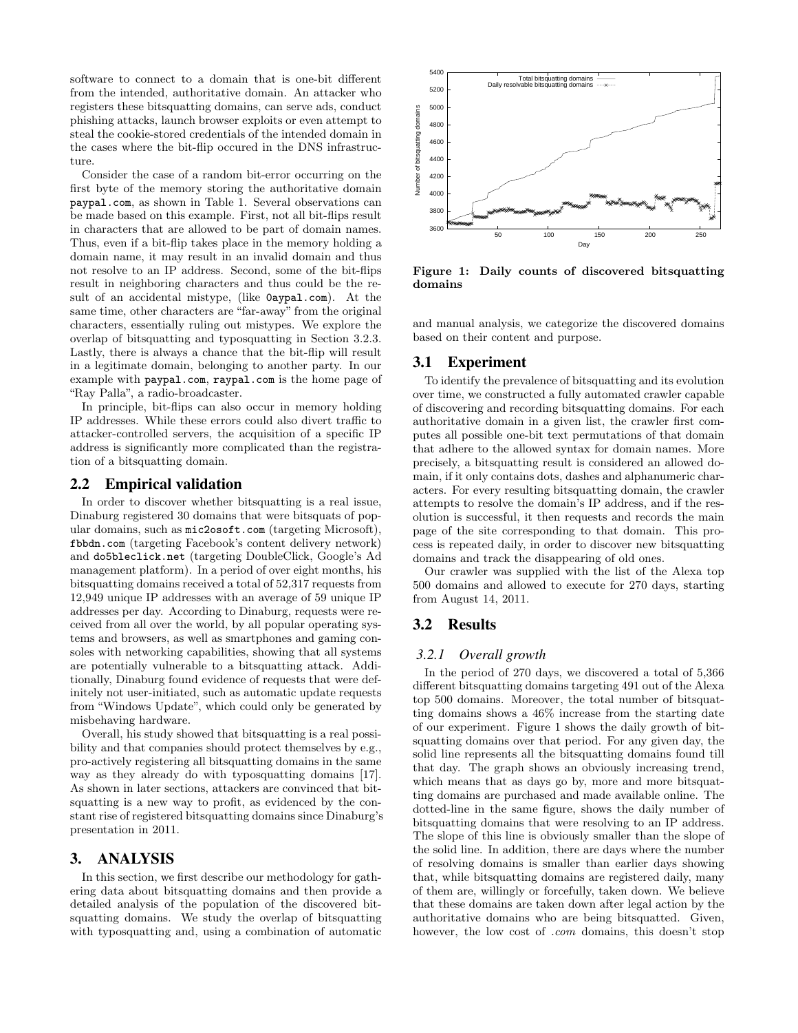software to connect to a domain that is one-bit different from the intended, authoritative domain. An attacker who registers these bitsquatting domains, can serve ads, conduct phishing attacks, launch browser exploits or even attempt to steal the cookie-stored credentials of the intended domain in the cases where the bit-flip occured in the DNS infrastructure.

Consider the case of a random bit-error occurring on the first byte of the memory storing the authoritative domain `paypal.com`, as shown in Table 1. Several observations can be made based on this example. First, not all bit-flips result in characters that are allowed to be part of domain names. Thus, even if a bit-flip takes place in the memory holding a domain name, it may result in an invalid domain and thus not resolve to an IP address. Second, some of the bit-flips result in neighboring characters and thus could be the result of an accidental mistype, (like `0aypal.com`). At the same time, other characters are "far-away" from the original characters, essentially ruling out mistypes. We explore the overlap of bitsquatting and typosquatting in Section 3.2.3. Lastly, there is always a chance that the bit-flip will result in a legitimate domain, belonging to another party. In our example with `paypal.com`, `raypal.com` is the home page of "Ray Palla", a radio-broadcaster.

In principle, bit-flips can also occur in memory holding IP addresses. While these errors could also divert traffic to attacker-controlled servers, the acquisition of a specific IP address is significantly more complicated than the registration of a bitsquatting domain.

## 2.2 Empirical validation

In order to discover whether bitsquatting is a real issue, Dinaburg registered 30 domains that were bitsquats of popular domains, such as `mic2osoft.com` (targeting Microsoft), `fbbdn.com` (targeting Facebook's content delivery network) and `do5bleclick.net` (targeting DoubleClick, Google's Ad management platform). In a period of over eight months, his bitsquatting domains received a total of 52,317 requests from 12,949 unique IP addresses with an average of 59 unique IP addresses per day. According to Dinaburg, requests were received from all over the world, by all popular operating systems and browsers, as well as smartphones and gaming consoles with networking capabilities, showing that all systems are potentially vulnerable to a bitsquatting attack. Additionally, Dinaburg found evidence of requests that were definitely not user-initiated, such as automatic update requests from "Windows Update", which could only be generated by misbehaving hardware.

Overall, his study showed that bitsquatting is a real possibility and that companies should protect themselves by e.g., pro-actively registering all bitsquatting domains in the same way as they already do with typosquatting domains [17]. As shown in later sections, attackers are convinced that bitsquatting is a new way to profit, as evidenced by the constant rise of registered bitsquatting domains since Dinaburg's presentation in 2011.

# 3. ANALYSIS

In this section, we first describe our methodology for gathering data about bitsquatting domains and then provide a detailed analysis of the population of the discovered bitsquatting domains. We study the overlap of bitsquatting with typosquatting and, using a combination of automatic and manual analysis, we categorize the discovered domains based on their content and purpose.

**Figure 1: Daily counts of discovered bitsquatting domains**

## 3.1 Experiment

To identify the prevalence of bitsquatting and its evolution over time, we constructed a fully automated crawler capable of discovering and recording bitsquatting domains. For each authoritative domain in a given list, the crawler first computes all possible one-bit text permutations of that domain that adhere to the allowed syntax for domain names. More precisely, a bitsquatting result is considered an allowed domain, if it only contains dots, dashes and alphanumeric characters. For every resulting bitsquatting domain, the crawler attempts to resolve the domain's IP address, and if the resolution is successful, it then requests and records the main page of the site corresponding to that domain. This process is repeated daily, in order to discover new bitsquatting domains and track the disappearing of old ones.

Our crawler was supplied with the list of the Alexa top 500 domains and allowed to execute for 270 days, starting from August 14, 2011.

## 3.2 Results

### 3.2.1 Overall growth

In the period of 270 days, we discovered a total of 5,366 different bitsquatting domains targeting 491 out of the Alexa top 500 domains. Moreover, the total number of bitsquatting domains shows a 46% increase from the starting date of our experiment. Figure 1 shows the daily growth of bitsquatting domains over that period. For any given day, the solid line represents all the bitsquatting domains found till that day. The graph shows an obviously increasing trend, which means that as days go by, more and more bitsquatting domains are purchased and made available online. The dotted-line in the same figure, shows the daily number of bitsquatting domains that were resolving to an IP address. The slope of this line is obviously smaller than the slope of the solid line. In addition, there are days where the number of resolving domains is smaller than earlier days showing that, while bitsquatting domains are registered daily, many of them are, willingly or forcefully, taken down. We believe that these domains are taken down after legal action by the authoritative domains who are being bitsquatted. Given, however, the low cost of *.com* domains, this doesn't stop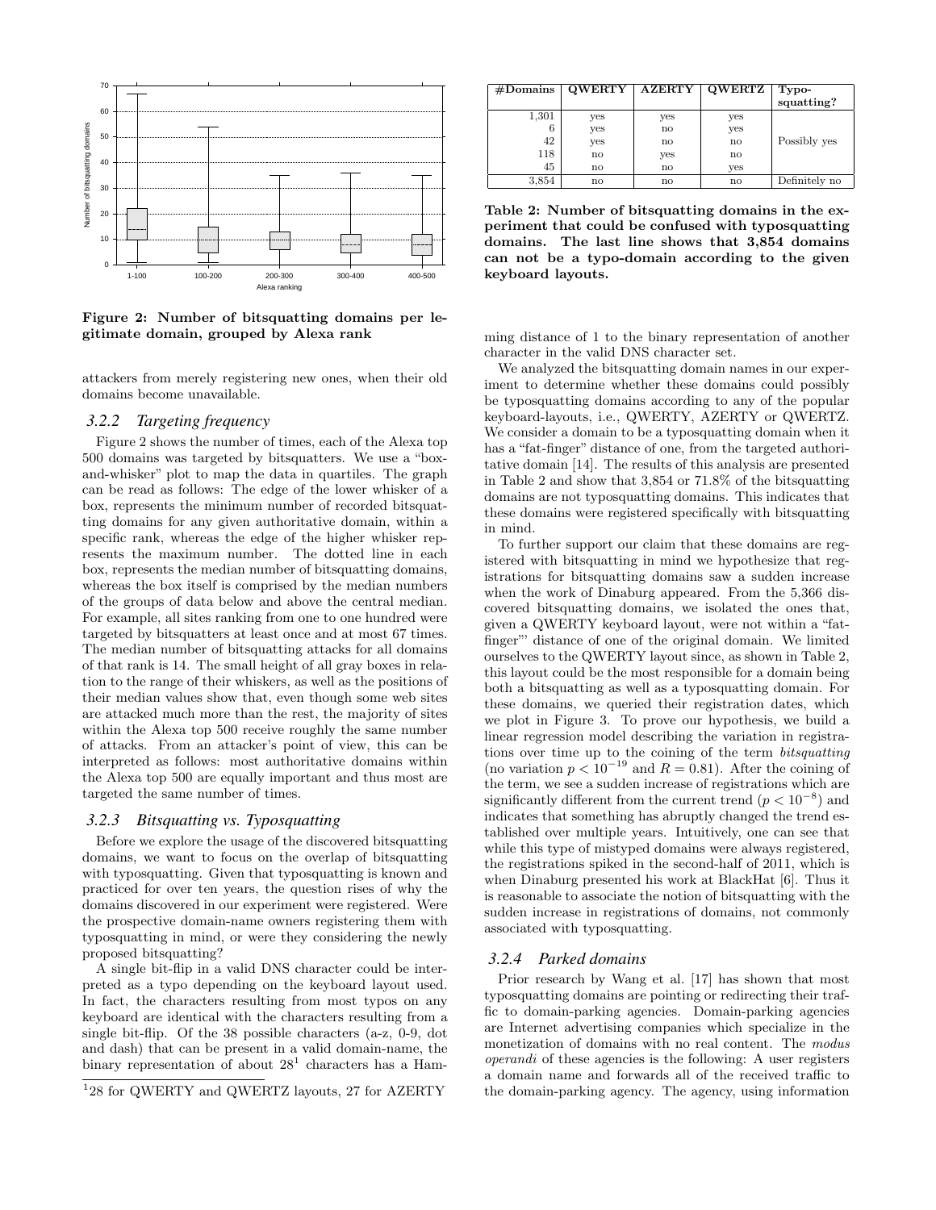Figure 2: Number of bitsquatting domains per legitimate domain, grouped by Alexa rank

attackers from merely registering new ones, when their old domains become unavailable.

### 3.2.2 Targeting frequency

Figure 2 shows the number of times, each of the Alexa top 500 domains was targeted by bitsquatters. We use a "box-and-whisker" plot to map the data in quartiles. The graph can be read as follows: The edge of the lower whisker of a box, represents the minimum number of recorded bitsquatting domains for any given authoritative domain, within a specific rank, whereas the edge of the higher whisker represents the maximum number. The dotted line in each box, represents the median number of bitsquatting domains, whereas the box itself is comprised by the median numbers of the groups of data below and above the central median. For example, all sites ranking from one to one hundred were targeted by bitsquatters at least once and at most 67 times. The median number of bitsquatting attacks for all domains of that rank is 14. The small height of all gray boxes in relation to the range of their whiskers, as well as the positions of their median values show that, even though some web sites are attacked much more than the rest, the majority of sites within the Alexa top 500 receive roughly the same number of attacks. From an attacker's point of view, this can be interpreted as follows: most authoritative domains within the Alexa top 500 are equally important and thus most are targeted the same number of times.

### 3.2.3 Bitsquatting vs. Typosquatting

Before we explore the usage of the discovered bitsquatting domains, we want to focus on the overlap of bitsquatting with typosquatting. Given that typosquatting is known and practiced for over ten years, the question rises of why the domains discovered in our experiment were registered. Were the prospective domain-name owners registering them with typosquatting in mind, or were they considering the newly proposed bitsquatting?

A single bit-flip in a valid DNS character could be interpreted as a typo depending on the keyboard layout used. In fact, the characters resulting from most typos on any keyboard are identical with the characters resulting from a single bit-flip. Of the 38 possible characters (a-z, 0-9, dot and dash) that can be present in a valid domain-name, the binary representation of about 28[1] characters has a Hamming distance of 1 to the binary representation of another character in the valid DNS character set.

[1] 28 for QWERTY and QWERTZ layouts, 27 for AZERTY

| #Domains | QWERTY | AZERTY | QWERTZ | Typo-squatting? |
|---|---|---|---|---|
| 1,301 | yes | yes | yes | Possibly yes |
| 6 | yes | no | yes | |
| 42 | yes | no | no | |
| 118 | no | yes | no | |
| 45 | no | no | yes | |
| 3,854 | no | no | no | Definitely no |

**Table 2: Number of bitsquatting domains in the experiment that could be confused with typosquatting domains. The last line shows that 3,854 domains can not be a typo-domain according to the given keyboard layouts.**

We analyzed the bitsquatting domain names in our experiment to determine whether these domains could possibly be typosquatting domains according to any of the popular keyboard-layouts, i.e., QWERTY, AZERTY or QWERTZ. We consider a domain to be a typosquatting domain when it has a "fat-finger" distance of one, from the targeted authoritative domain [14]. The results of this analysis are presented in Table 2 and show that 3,854 or 71.8% of the bitsquatting domains are not typosquatting domains. This indicates that these domains were registered specifically with bitsquatting in mind.

To further support our claim that these domains are registered with bitsquatting in mind we hypothesize that registrations for bitsquatting domains saw a sudden increase when the work of Dinaburg appeared. From the 5,366 discovered bitsquatting domains, we isolated the ones that, given a QWERTY keyboard layout, were not within a "fat-finger"' distance of one of the original domain. We limited ourselves to the QWERTY layout since, as shown in Table 2, this layout could be the most responsible for a domain being both a bitsquatting as well as a typosquatting domain. For these domains, we queried their registration dates, which we plot in Figure 3. To prove our hypothesis, we build a linear regression model describing the variation in registrations over time up to the coining of the term *bitsquatting* (no variation $p < 10^{-19}$ and $R = 0.81$). After the coining of the term, we see a sudden increase of registrations which are significantly different from the current trend ($p < 10^{-8}$) and indicates that something has abruptly changed the trend established over multiple years. Intuitively, one can see that while this type of mistyped domains were always registered, the registrations spiked in the second-half of 2011, which is when Dinaburg presented his work at BlackHat [6]. Thus it is reasonable to associate the notion of bitsquatting with the sudden increase in registrations of domains, not commonly associated with typosquatting.

### 3.2.4 Parked domains

Prior research by Wang et al. [17] has shown that most typosquatting domains are pointing or redirecting their traffic to domain-parking agencies. Domain-parking agencies are Internet advertising companies which specialize in the monetization of domains with no real content. The *modus operandi* of these agencies is the following: A user registers a domain name and forwards all of the received traffic to the domain-parking agency. The agency, using information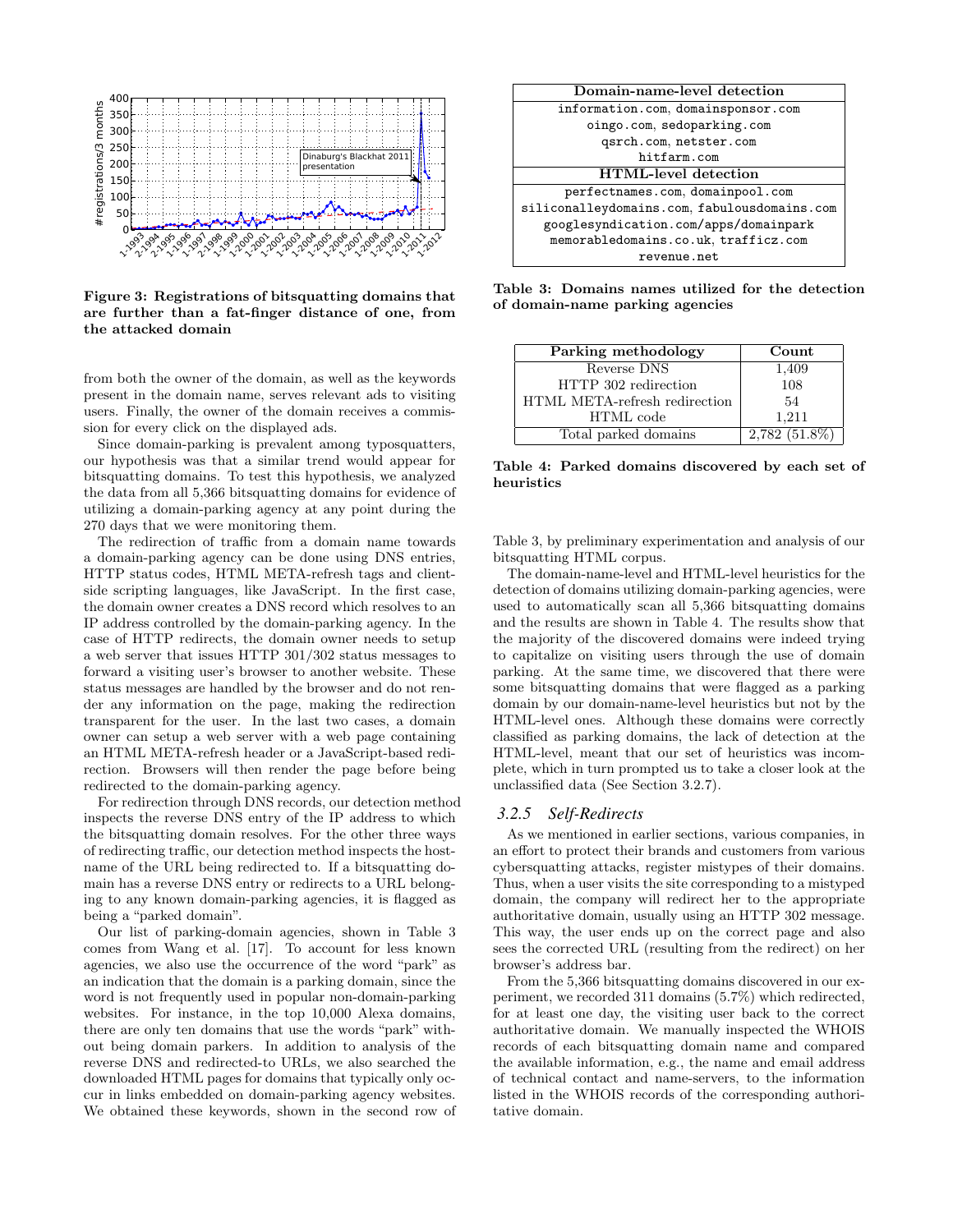Figure 3: Registrations of bitsquatting domains that are further than a fat-finger distance of one, from the attacked domain

from both the owner of the domain, as well as the keywords present in the domain name, serves relevant ads to visiting users. Finally, the owner of the domain receives a commission for every click on the displayed ads.

Since domain-parking is prevalent among typosquatters, our hypothesis was that a similar trend would appear for bitsquatting domains. To test this hypothesis, we analyzed the data from all 5,366 bitsquatting domains for evidence of utilizing a domain-parking agency at any point during the 270 days that we were monitoring them.

The redirection of traffic from a domain name towards a domain-parking agency can be done using DNS entries, HTTP status codes, HTML META-refresh tags and client-side scripting languages, like JavaScript. In the first case, the domain owner creates a DNS record which resolves to an IP address controlled by the domain-parking agency. In the case of HTTP redirects, the domain owner needs to setup a web server that issues HTTP 301/302 status messages to forward a visiting user's browser to another website. These status messages are handled by the browser and do not render any information on the page, making the redirection transparent for the user. In the last two cases, a domain owner can setup a web server with a web page containing an HTML META-refresh header or a JavaScript-based redirection. Browsers will then render the page before being redirected to the domain-parking agency.

For redirection through DNS records, our detection method inspects the reverse DNS entry of the IP address to which the bitsquatting domain resolves. For the other three ways of redirecting traffic, our detection method inspects the hostname of the URL being redirected to. If a bitsquatting domain has a reverse DNS entry or redirects to a URL belonging to any known domain-parking agencies, it is flagged as being a "parked domain".

Our list of parking-domain agencies, shown in Table 3 comes from Wang et al. [17]. To account for less known agencies, we also use the occurrence of the word "park" as an indication that the domain is a parking domain, since the word is not frequently used in popular non-domain-parking websites. For instance, in the top 10,000 Alexa domains, there are only ten domains that use the words "park" without being domain parkers. In addition to analysis of the reverse DNS and redirected-to URLs, we also searched the downloaded HTML pages for domains that typically only occur in links embedded on domain-parking agency websites. We obtained these keywords, shown in the second row of Table 3, by preliminary experimentation and analysis of our bitsquatting HTML corpus.

| Domain-name-level detection |
|---|
| information.com, domainsponsor.com |
| oingo.com, sedoparking.com |
| qsrch.com, netster.com |
| hitfarm.com |
| **HTML-level detection** |
| perfectnames.com, domainpool.com |
| siliconalleydomains.com, fabulousdomains.com |
| googlesyndication.com/apps/domainpark |
| memorabledomains.co.uk, trafficz.com |
| revenue.net |

**Table 3: Domains names utilized for the detection of domain-name parking agencies**

| Parking methodology | Count |
|---|---|
| Reverse DNS | 1,409 |
| HTTP 302 redirection | 108 |
| HTML META-refresh redirection | 54 |
| HTML code | 1,211 |
| Total parked domains | 2,782 (51.8%) |

**Table 4: Parked domains discovered by each set of heuristics**

The domain-name-level and HTML-level heuristics for the detection of domains utilizing domain-parking agencies, were used to automatically scan all 5,366 bitsquatting domains and the results are shown in Table 4. The results show that the majority of the discovered domains were indeed trying to capitalize on visiting users through the use of domain parking. At the same time, we discovered that there were some bitsquatting domains that were flagged as a parking domain by our domain-name-level heuristics but not by the HTML-level ones. Although these domains were correctly classified as parking domains, the lack of detection at the HTML-level, meant that our set of heuristics was incomplete, which in turn prompted us to take a closer look at the unclassified data (See Section 3.2.7).

### 3.2.5 Self-Redirects

As we mentioned in earlier sections, various companies, in an effort to protect their brands and customers from various cybersquatting attacks, register mistypes of their domains. Thus, when a user visits the site corresponding to a mistyped domain, the company will redirect her to the appropriate authoritative domain, usually using an HTTP 302 message. This way, the user ends up on the correct page and also sees the corrected URL (resulting from the redirect) on her browser's address bar.

From the 5,366 bitsquatting domains discovered in our experiment, we recorded 311 domains (5.7%) which redirected, for at least one day, the visiting user back to the correct authoritative domain. We manually inspected the WHOIS records of each bitsquatting domain name and compared the available information, e.g., the name and email address of technical contact and name-servers, to the information listed in the WHOIS records of the corresponding authoritative domain.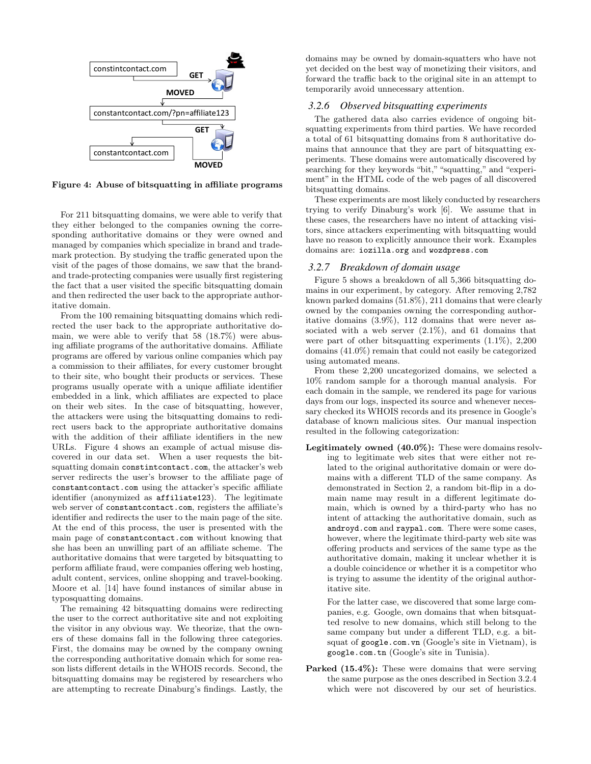Figure 4: Abuse of bitsquatting in affiliate programs

For 211 bitsquatting domains, we were able to verify that they either belonged to the companies owning the corresponding authoritative domains or they were owned and managed by companies which specialize in brand and trademark protection. By studying the traffic generated upon the visit of the pages of those domains, we saw that the brand- and trade-protecting companies were usually first registering the fact that a user visited the specific bitsquatting domain and then redirected the user back to the appropriate authoritative domain.

From the 100 remaining bitsquatting domains which redirected the user back to the appropriate authoritative domain, we were able to verify that 58 (18.7%) were abusing affiliate programs of the authoritative domains. Affiliate programs are offered by various online companies which pay a commission to their affiliates, for every customer brought to their site, who bought their products or services. These programs usually operate with a unique affiliate identifier embedded in a link, which affiliates are expected to place on their web sites. In the case of bitsquatting, however, the attackers were using the bitsquatting domains to redirect users back to the appropriate authoritative domains with the addition of their affiliate identifiers in the new URLs. Figure 4 shows an example of actual misuse discovered in our data set. When a user requests the bitsquatting domain `constintcontact.com`, the attacker's web server redirects the user's browser to the affiliate page of `constantcontact.com` using the attacker's specific affiliate identifier (anonymized as `affiliate123`). The legitimate web server of `constantcontact.com`, registers the affiliate's identifier and redirects the user to the main page of the site. At the end of this process, the user is presented with the main page of `constantcontact.com` without knowing that she has been an unwilling part of an affiliate scheme. The authoritative domains that were targeted by bitsquatting to perform affiliate fraud, were companies offering web hosting, adult content, services, online shopping and travel-booking. Moore et al. [14] have found instances of similar abuse in typosquatting domains.

The remaining 42 bitsquatting domains were redirecting the user to the correct authoritative site and not exploiting the visitor in any obvious way. We theorize, that the owners of these domains fall in the following three categories. First, the domains may be owned by the company owning the corresponding authoritative domain which for some reason lists different details in the WHOIS records. Second, the bitsquatting domains may be registered by researchers who are attempting to recreate Dinaburg's findings. Lastly, the domains may be owned by domain-squatters who have not yet decided on the best way of monetizing their visitors, and forward the traffic back to the original site in an attempt to temporarily avoid unnecessary attention.

### 3.2.6 Observed bitsquatting experiments

The gathered data also carries evidence of ongoing bitsquatting experiments from third parties. We have recorded a total of 61 bitsquatting domains from 8 authoritative domains that announce that they are part of bitsquatting experiments. These domains were automatically discovered by searching for they keywords "bit," "squatting," and "experiment" in the HTML code of the web pages of all discovered bitsquatting domains.

These experiments are most likely conducted by researchers trying to verify Dinaburg's work [6]. We assume that in these cases, the researchers have no intent of attacking visitors, since attackers experimenting with bitsquatting would have no reason to explicitly announce their work. Examples domains are: `iozilla.org` and `wozdpress.com`

### 3.2.7 Breakdown of domain usage

Figure 5 shows a breakdown of all 5,366 bitsquatting domains in our experiment, by category. After removing 2,782 known parked domains (51.8%), 211 domains that were clearly owned by the companies owning the corresponding authoritative domains (3.9%), 112 domains that were never associated with a web server (2.1%), and 61 domains that were part of other bitsquatting experiments (1.1%), 2,200 domains (41.0%) remain that could not easily be categorized using automated means.

From these 2,200 uncategorized domains, we selected a 10% random sample for a thorough manual analysis. For each domain in the sample, we rendered its page for various days from our logs, inspected its source and whenever necessary checked its WHOIS records and its presence in Google's database of known malicious sites. Our manual inspection resulted in the following categorization:

**Legitimately owned (40.0%):** These were domains resolving to legitimate web sites that were either not related to the original authoritative domain or were domains with a different TLD of the same company. As demonstrated in Section 2, a random bit-flip in a domain name may result in a different legitimate domain, which is owned by a third-party who has no intent of attacking the authoritative domain, such as `androyd.com` and `raypal.com`. There were some cases, however, where the legitimate third-party web site was offering products and services of the same type as the authoritative domain, making it unclear whether it is a double coincidence or whether it is a competitor who is trying to assume the identity of the original authoritative site.

For the latter case, we discovered that some large companies, e.g. Google, own domains that when bitsquatted resolve to new domains, which still belong to the same company but under a different TLD, e.g. a bitsquat of `google.com.vn` (Google's site in Vietnam), is `google.com.tn` (Google's site in Tunisia).

**Parked (15.4%):** These were domains that were serving the same purpose as the ones described in Section 3.2.4 which were not discovered by our set of heuristics.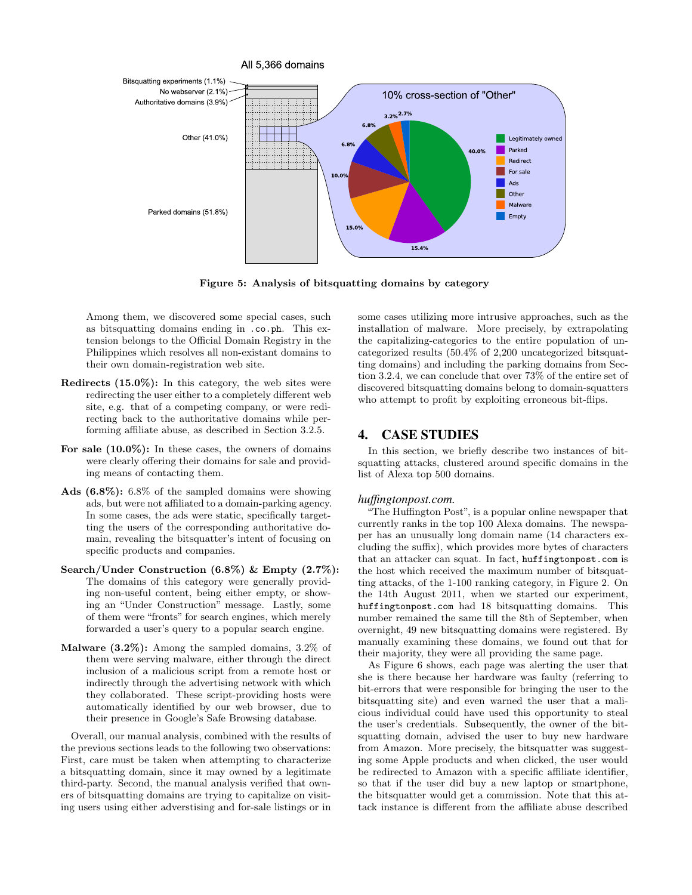**Figure 5: Analysis of bitsquatting domains by category**

Among them, we discovered some special cases, such as bitsquatting domains ending in `.co.ph`. This extension belongs to the Official Domain Registry in the Philippines which resolves all non-existant domains to their own domain-registration web site.

- **Redirects (15.0%):** In this category, the web sites were redirecting the user either to a completely different web site, e.g. that of a competing company, or were redirecting back to the authoritative domains while performing affiliate abuse, as described in Section 3.2.5.
- **For sale (10.0%):** In these cases, the owners of domains were clearly offering their domains for sale and providing means of contacting them.
- **Ads (6.8%):** 6.8% of the sampled domains were showing ads, but were not affiliated to a domain-parking agency. In some cases, the ads were static, specifically targetting the users of the corresponding authoritative domain, revealing the bitsquatter's intent of focusing on specific products and companies.
- **Search/Under Construction (6.8%) & Empty (2.7%):** The domains of this category were generally providing non-useful content, being either empty, or showing an "Under Construction" message. Lastly, some of them were "fronts" for search engines, which merely forwarded a user's query to a popular search engine.
- **Malware (3.2%):** Among the sampled domains, 3.2% of them were serving malware, either through the direct inclusion of a malicious script from a remote host or indirectly through the advertising network with which they collaborated. These script-providing hosts were automatically identified by our web browser, due to their presence in Google's Safe Browsing database.

Overall, our manual analysis, combined with the results of the previous sections leads to the following two observations: First, care must be taken when attempting to characterize a bitsquatting domain, since it may owned by a legitimate third-party. Second, the manual analysis verified that owners of bitsquatting domains are trying to capitalize on visiting users using either adverstising and for-sale listings or in some cases utilizing more intrusive approaches, such as the installation of malware. More precisely, by extrapolating the capitalizing-categories to the entire population of uncategorized results (50.4% of 2,200 uncategorized bitsquatting domains) and including the parking domains from Section 3.2.4, we can conclude that over 73% of the entire set of discovered bitsquatting domains belong to domain-squatters who attempt to profit by exploiting erroneous bit-flips.

## 4. CASE STUDIES

In this section, we briefly describe two instances of bitsquatting attacks, clustered around specific domains in the list of Alexa top 500 domains.

### *huffingtonpost.com.*

"The Huffington Post", is a popular online newspaper that currently ranks in the top 100 Alexa domains. The newspaper has an unusually long domain name (14 characters excluding the suffix), which provides more bytes of characters that an attacker can squat. In fact, `huffingtonpost.com` is the host which received the maximum number of bitsquatting attacks, of the 1-100 ranking category, in Figure 2. On the 14th August 2011, when we started our experiment, `huffingtonpost.com` had 18 bitsquatting domains. This number remained the same till the 8th of September, when overnight, 49 new bitsquatting domains were registered. By manually examining these domains, we found out that for their majority, they were all providing the same page.

As Figure 6 shows, each page was alerting the user that she is there because her hardware was faulty (referring to bit-errors that were responsible for bringing the user to the bitsquatting site) and even warned the user that a malicious individual could have used this opportunity to steal the user's credentials. Subsequently, the owner of the bitsquatting domain, advised the user to buy new hardware from Amazon. More precisely, the bitsquatter was suggesting some Apple products and when clicked, the user would be redirected to Amazon with a specific affiliate identifier, so that if the user did buy a new laptop or smartphone, the bitsquatter would get a commission. Note that this attack instance is different from the affiliate abuse described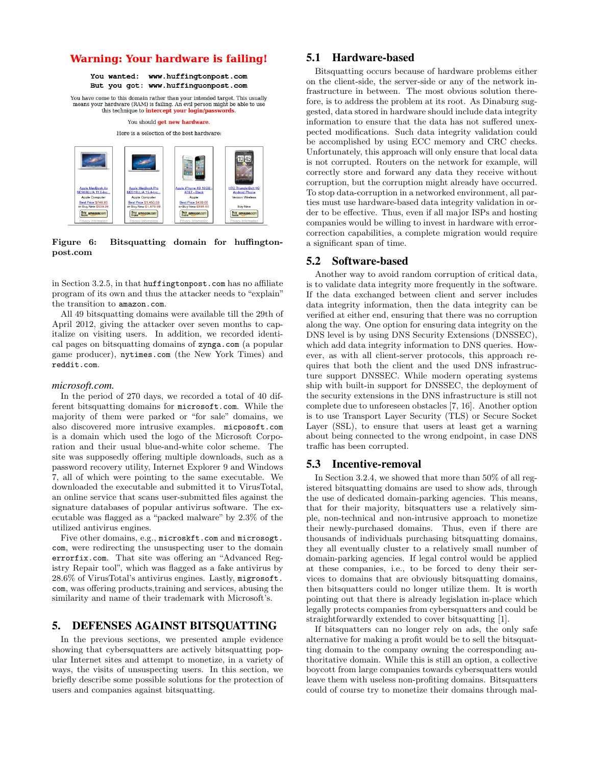Warning: Your hardware is failing!

You wanted: www.huffingtonpost.com
But you got: www.huffinguonpost.com

You have come to this domain rather than your intended target. This usually means your hardware (RAM) is failing. An evil person might be able to use this technique to intercept your login/passwords.

You should get new hardware.

Here is a selection of the best hardware:

**Figure 6: Bitsquatting domain for huffingtonpost.com**

in Section 3.2.5, in that huffingtonpost.com has no affiliate program of its own and thus the attacker needs to "explain" the transition to amazon.com.

All 49 bitsquatting domains were available till the 29th of April 2012, giving the attacker over seven months to capitalize on visiting users. In addition, we recorded identical pages on bitsquatting domains of zynga.com (a popular game producer), nytimes.com (the New York Times) and reddit.com.

*microsoft.com.*

In the period of 270 days, we recorded a total of 40 different bitsquatting domains for microsoft.com. While the majority of them were parked or "for sale" domains, we also discovered more intrusive examples. micposoft.com is a domain which used the logo of the Microsoft Corporation and their usual blue-and-white color scheme. The site was supposedly offering multiple downloads, such as a password recovery utility, Internet Explorer 9 and Windows 7, all of which were pointing to the same executable. We downloaded the executable and submitted it to VirusTotal, an online service that scans user-submitted files against the signature databases of popular antivirus software. The executable was flagged as a "packed malware" by 2.3% of the utilized antivirus engines.

Five other domains, e.g., microskft.com and microsogt.com, were redirecting the unsuspecting user to the domain errorfix.com. That site was offering an "Advanced Registry Repair tool", which was flagged as a fake antivirus by 28.6% of VirusTotal's antivirus engines. Lastly, migrosoft.com, was offering products,training and services, abusing the similarity and name of their trademark with Microsoft's.

## 5. DEFENSES AGAINST BITSQUATTING

In the previous sections, we presented ample evidence showing that cybersquatters are actively bitsquatting popular Internet sites and attempt to monetize, in a variety of ways, the visits of unsuspecting users. In this section, we briefly describe some possible solutions for the protection of users and companies against bitsquatting.

### 5.1 Hardware-based

Bitsquatting occurs because of hardware problems either on the client-side, the server-side or any of the network infrastructure in between. The most obvious solution therefore, is to address the problem at its root. As Dinaburg suggested, data stored in hardware should include data integrity information to ensure that the data has not suffered unexpected modifications. Such data integrity validation could be accomplished by using ECC memory and CRC checks. Unfortunately, this approach will only ensure that local data is not corrupted. Routers on the network for example, will correctly store and forward any data they receive without corruption, but the corruption might already have occurred. To stop data-corruption in a networked environment, all parties must use hardware-based data integrity validation in order to be effective. Thus, even if all major ISPs and hosting companies would be willing to invest in hardware with error-correction capabilities, a complete migration would require a significant span of time.

### 5.2 Software-based

Another way to avoid random corruption of critical data, is to validate data integrity more frequently in the software. If the data exchanged between client and server includes data integrity information, then the data integrity can be verified at either end, ensuring that there was no corruption along the way. One option for ensuring data integrity on the DNS level is by using DNS Security Extensions (DNSSEC), which add data integrity information to DNS queries. However, as with all client-server protocols, this approach requires that both the client and the used DNS infrastructure support DNSSEC. While modern operating systems ship with built-in support for DNSSEC, the deployment of the security extensions in the DNS infrastructure is still not complete due to unforeseen obstacles [7, 16]. Another option is to use Transport Layer Security (TLS) or Secure Socket Layer (SSL), to ensure that users at least get a warning about being connected to the wrong endpoint, in case DNS traffic has been corrupted.

### 5.3 Incentive-removal

In Section 3.2.4, we showed that more than 50% of all registered bitsquatting domains are used to show ads, through the use of dedicated domain-parking agencies. This means, that for their majority, bitsquatters use a relatively simple, non-technical and non-intrusive approach to monetize their newly-purchased domains. Thus, even if there are thousands of individuals purchasing bitsquatting domains, they all eventually cluster to a relatively small number of domain-parking agencies. If legal control would be applied at these companies, i.e., to be forced to deny their services to domains that are obviously bitsquatting domains, then bitsquatters could no longer utilize them. It is worth pointing out that there is already legislation in-place which legally protects companies from cybersquatters and could be straightforwardly extended to cover bitsquatting [1].

If bitsquatters can no longer rely on ads, the only safe alternative for making a profit would be to sell the bitsquatting domain to the company owning the corresponding authoritative domain. While this is still an option, a collective boycott from large companies towards cybersquatters would leave them with useless non-profiting domains. Bitsquatters could of course try to monetize their domains through mal-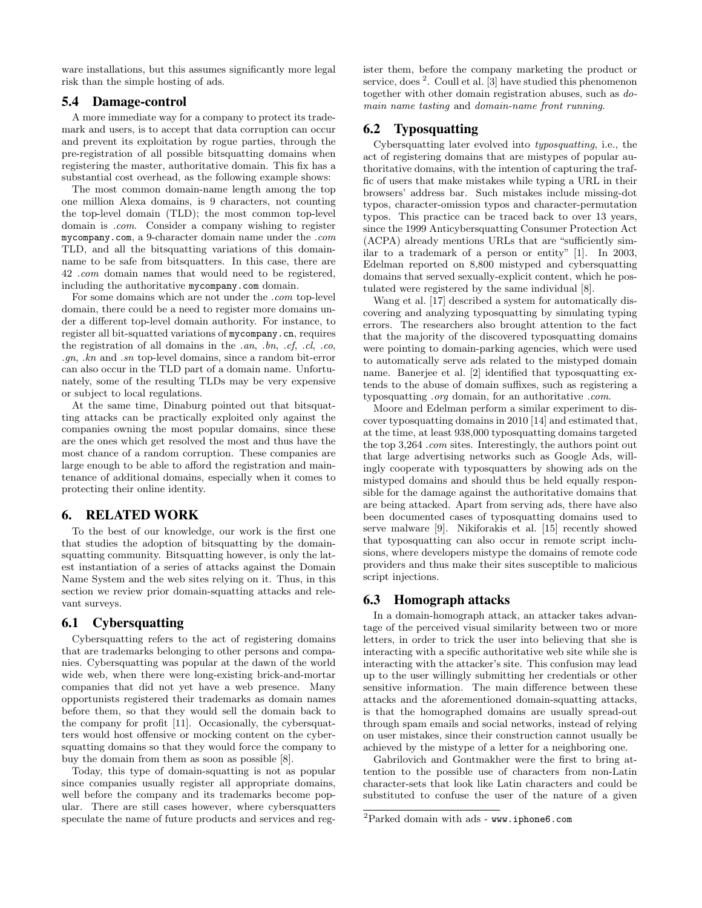ware installations, but this assumes significantly more legal risk than the simple hosting of ads.

### 5.4 Damage-control

A more immediate way for a company to protect its trademark and users, is to accept that data corruption can occur and prevent its exploitation by rogue parties, through the pre-registration of all possible bitsquatting domains when registering the master, authoritative domain. This fix has a substantial cost overhead, as the following example shows:

The most common domain-name length among the top one million Alexa domains, is 9 characters, not counting the top-level domain (TLD); the most common top-level domain is *.com*. Consider a company wishing to register `mycompany.com`, a 9-character domain name under the *.com* TLD, and all the bitsquatting variations of this domain-name to be safe from bitsquatters. In this case, there are 42 *.com* domain names that would need to be registered, including the authoritative `mycompany.com` domain.

For some domains which are not under the *.com* top-level domain, there could be a need to register more domains under a different top-level domain authority. For instance, to register all bit-squatted variations of `mycompany.cn`, requires the registration of all domains in the *.an*, *.bn*, *.cf*, *.cl*, *.co*, *.gn*, *.kn* and *.sn* top-level domains, since a random bit-error can also occur in the TLD part of a domain name. Unfortunately, some of the resulting TLDs may be very expensive or subject to local regulations.

At the same time, Dinaburg pointed out that bitsquatting attacks can be practically exploited only against the companies owning the most popular domains, since these are the ones which get resolved the most and thus have the most chance of a random corruption. These companies are large enough to be able to afford the registration and maintenance of additional domains, especially when it comes to protecting their online identity.

## 6. RELATED WORK

To the best of our knowledge, our work is the first one that studies the adoption of bitsquatting by the domain-squatting community. Bitsquatting however, is only the latest instantiation of a series of attacks against the Domain Name System and the web sites relying on it. Thus, in this section we review prior domain-squatting attacks and relevant surveys.

### 6.1 Cybersquatting

Cybersquatting refers to the act of registering domains that are trademarks belonging to other persons and companies. Cybersquatting was popular at the dawn of the world wide web, when there were long-existing brick-and-mortar companies that did not yet have a web presence. Many opportunists registered their trademarks as domain names before them, so that they would sell the domain back to the company for profit [11]. Occasionally, the cybersquatters would host offensive or mocking content on the cybersquatting domains so that they would force the company to buy the domain from them as soon as possible [8].

Today, this type of domain-squatting is not as popular since companies usually register all appropriate domains, well before the company and its trademarks become popular. There are still cases however, where cybersquatters speculate the name of future products and services and register them, before the company marketing the product or service, does [2]. Coull et al. [3] have studied this phenomenon together with other domain registration abuses, such as *domain name tasting* and *domain-name front running*.

### 6.2 Typosquatting

Cybersquatting later evolved into *typosquatting*, i.e., the act of registering domains that are mistypes of popular authoritative domains, with the intention of capturing the traffic of users that make mistakes while typing a URL in their browsers' address bar. Such mistakes include missing-dot typos, character-omission typos and character-permutation typos. This practice can be traced back to over 13 years, since the 1999 Anticybersquatting Consumer Protection Act (ACPA) already mentions URLs that are "sufficiently similar to a trademark of a person or entity" [1]. In 2003, Edelman reported on 8,800 mistyped and cybersquatting domains that served sexually-explicit content, which he postulated were registered by the same individual [8].

Wang et al. [17] described a system for automatically discovering and analyzing typosquatting by simulating typing errors. The researchers also brought attention to the fact that the majority of the discovered typosquatting domains were pointing to domain-parking agencies, which were used to automatically serve ads related to the mistyped domain name. Banerjee et al. [2] identified that typosquatting extends to the abuse of domain suffixes, such as registering a typosquatting *.org* domain, for an authoritative *.com*.

Moore and Edelman perform a similar experiment to discover typosquatting domains in 2010 [14] and estimated that, at the time, at least 938,000 typosquatting domains targeted the top 3,264 *.com* sites. Interestingly, the authors point out that large advertising networks such as Google Ads, willingly cooperate with typosquatters by showing ads on the mistyped domains and should thus be held equally responsible for the damage against the authoritative domains that are being attacked. Apart from serving ads, there have also been documented cases of typosquatting domains used to serve malware [9]. Nikiforakis et al. [15] recently showed that typosquatting can also occur in remote script inclusions, where developers mistype the domains of remote code providers and thus make their sites susceptible to malicious script injections.

### 6.3 Homograph attacks

In a domain-homograph attack, an attacker takes advantage of the perceived visual similarity between two or more letters, in order to trick the user into believing that she is interacting with a specific authoritative web site while she is interacting with the attacker's site. This confusion may lead up to the user willingly submitting her credentials or other sensitive information. The main difference between these attacks and the aforementioned domain-squatting attacks, is that the homographed domains are usually spread-out through spam emails and social networks, instead of relying on user mistakes, since their construction cannot usually be achieved by the mistype of a letter for a neighboring one.

Gabrilovich and Gontmakher were the first to bring attention to the possible use of characters from non-Latin character-sets that look like Latin characters and could be substituted to confuse the user of the nature of a given

[2] Parked domain with ads - `www.iphone6.com`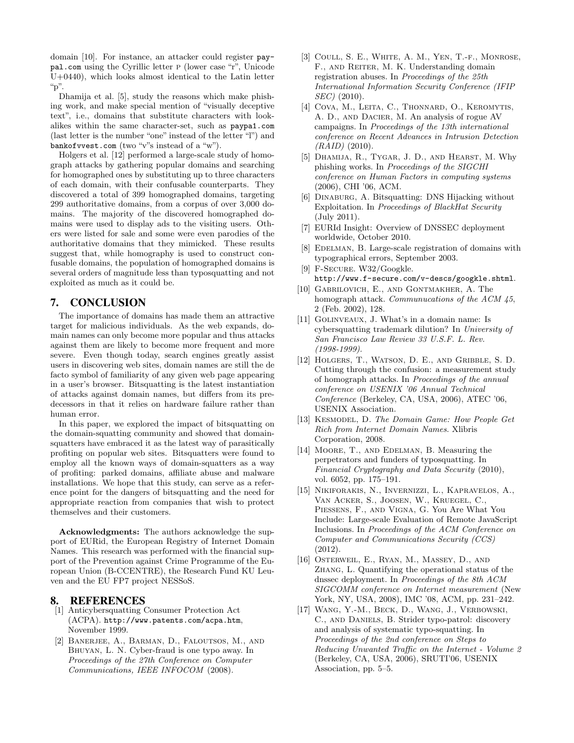domain [10]. For instance, an attacker could register paypal.com using the Cyrillic letter р (lower case "r", Unicode U+0440), which looks almost identical to the Latin letter "p".

Dhamija et al. [5], study the reasons which make phishing work, and make special mention of "visually deceptive text", i.e., domains that substitute characters with look-alikes within the same character-set, such as paypa1.com (last letter is the number "one" instead of the letter "l") and bankofvvest.com (two "v"s instead of a "w").

Holgers et al. [12] performed a large-scale study of homograph attacks by gathering popular domains and searching for homographed ones by substituting up to three characters of each domain, with their confusable counterparts. They discovered a total of 399 homographed domains, targeting 299 authoritative domains, from a corpus of over 3,000 domains. The majority of the discovered homographed domains were used to display ads to the visiting users. Others were listed for sale and some were even parodies of the authoritative domains that they mimicked. These results suggest that, while homography is used to construct confusable domains, the population of homographed domains is several orders of magnitude less than typosquatting and not exploited as much as it could be.

## 7. CONCLUSION

The importance of domains has made them an attractive target for malicious individuals. As the web expands, domain names can only become more popular and thus attacks against them are likely to become more frequent and more severe. Even though today, search engines greatly assist users in discovering web sites, domain names are still the de facto symbol of familiarity of any given web page appearing in a user's browser. Bitsquatting is the latest instantiation of attacks against domain names, but differs from its predecessors in that it relies on hardware failure rather than human error.

In this paper, we explored the impact of bitsquatting on the domain-squatting community and showed that domain-squatters have embraced it as the latest way of parasitically profiting on popular web sites. Bitsquatters were found to employ all the known ways of domain-squatters as a way of profiting: parked domains, affiliate abuse and malware installations. We hope that this study, can serve as a reference point for the dangers of bitsquatting and the need for appropriate reaction from companies that wish to protect themselves and their customers.

**Acknowledgments:** The authors acknowledge the support of EURid, the European Registry of Internet Domain Names. This research was performed with the financial support of the Prevention against Crime Programme of the European Union (B-CCENTRE), the Research Fund KU Leuven and the EU FP7 project NESSoS.

## 8. REFERENCES

[1] Anticybersquatting Consumer Protection Act (ACPA). http://www.patents.com/acpa.htm, November 1999.

[2] Banerjee, A., Barman, D., Faloutsos, M., and Bhuyan, L. N. Cyber-fraud is one typo away. In *Proceedings of the 27th Conference on Computer Communications, IEEE INFOCOM* (2008).

[3] Coull, S. E., White, A. M., Yen, T.-f., Monrose, F., and Reiter, M. K. Understanding domain registration abuses. In *Proceedings of the 25th International Information Security Conference (IFIP SEC)* (2010).

[4] Cova, M., Leita, C., Thonnard, O., Keromytis, A. D., and Dacier, M. An analysis of rogue AV campaigns. In *Proceedings of the 13th international conference on Recent Advances in Intrusion Detection (RAID)* (2010).

[5] Dhamija, R., Tygar, J. D., and Hearst, M. Why phishing works. In *Proceedings of the SIGCHI conference on Human Factors in computing systems* (2006), CHI '06, ACM.

[6] Dinaburg, A. Bitsquatting: DNS Hijacking without Exploitation. In *Proceedings of BlackHat Security* (July 2011).

[7] EURId Insight: Overview of DNSSEC deployment worldwide, October 2010.

[8] Edelman, B. Large-scale registration of domains with typographical errors, September 2003.

[9] F-Secure. W32/Googkle. http://www.f-secure.com/v-descs/googkle.shtml.

[10] Gabrilovich, E., and Gontmakher, A. The homograph attack. *Communucations of the ACM 45*, 2 (Feb. 2002), 128.

[11] Golinveaux, J. What's in a domain name: Is cybersquatting trademark dilution? In *University of San Francisco Law Review 33 U.S.F. L. Rev. (1998-1999)*.

[12] Holgers, T., Watson, D. E., and Gribble, S. D. Cutting through the confusion: a measurement study of homograph attacks. In *Proceedings of the annual conference on USENIX '06 Annual Technical Conference* (Berkeley, CA, USA, 2006), ATEC '06, USENIX Association.

[13] Kesmodel, D. *The Domain Game: How People Get Rich from Internet Domain Names*. Xlibris Corporation, 2008.

[14] Moore, T., and Edelman, B. Measuring the perpetrators and funders of typosquatting. In *Financial Cryptography and Data Security* (2010), vol. 6052, pp. 175–191.

[15] Nikiforakis, N., Invernizzi, L., Kapravelos, A., Van Acker, S., Joosen, W., Kruegel, C., Piessens, F., and Vigna, G. You Are What You Include: Large-scale Evaluation of Remote JavaScript Inclusions. In *Proceedings of the ACM Conference on Computer and Communications Security (CCS)* (2012).

[16] Osterweil, E., Ryan, M., Massey, D., and Zhang, L. Quantifying the operational status of the dnssec deployment. In *Proceedings of the 8th ACM SIGCOMM conference on Internet measurement* (New York, NY, USA, 2008), IMC '08, ACM, pp. 231–242.

[17] Wang, Y.-M., Beck, D., Wang, J., Verbowski, C., and Daniels, B. Strider typo-patrol: discovery and analysis of systematic typo-squatting. In *Proceedings of the 2nd conference on Steps to Reducing Unwanted Traffic on the Internet - Volume 2* (Berkeley, CA, USA, 2006), SRUTI'06, USENIX Association, pp. 5–5.